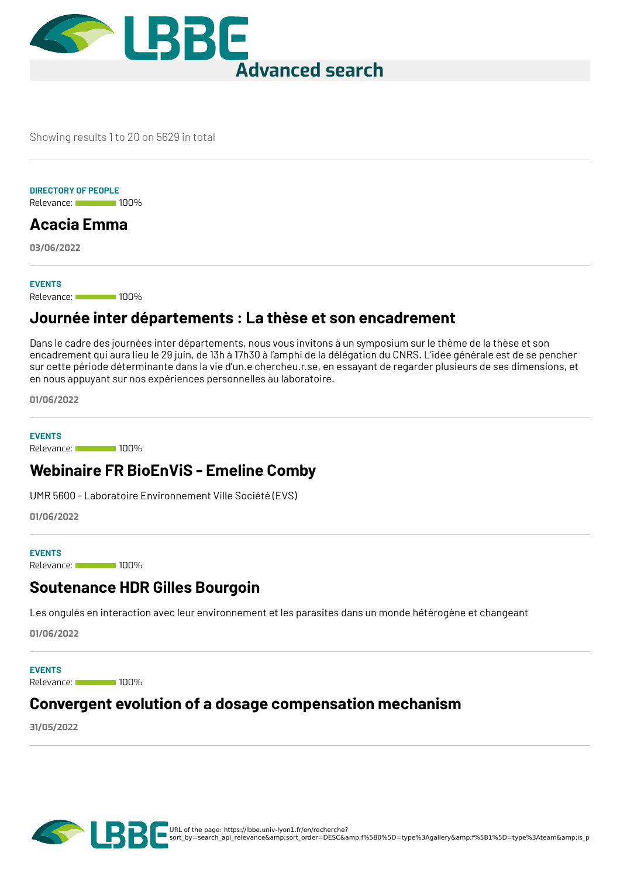# Advanced search

Showing results 1 to 20 on 5629 in total

---

**DIRECTORY OF PEOPLE**

Relevance: 100%

## Acacia Emma

**03/06/2022**

---

**EVENTS**

Relevance: 100%

## Journée inter départements : La thèse et son encadrement

Dans le cadre des journées inter départements, nous vous invitons à un symposium sur le thème de la thèse et son encadrement qui aura lieu le 29 juin, de 13h à 17h30 à l'amphi de la délégation du CNRS. L'idée générale est de se pencher sur cette période déterminante dans la vie d'un.e chercheu.r.se, en essayant de regarder plusieurs de ses dimensions, et en nous appuyant sur nos expériences personnelles au laboratoire.

**01/06/2022**

---

**EVENTS**

Relevance: 100%

## Webinaire FR BioEnViS - Emeline Comby

UMR 5600 - Laboratoire Environnement Ville Société (EVS)

**01/06/2022**

---

**EVENTS**

Relevance: 100%

## Soutenance HDR Gilles Bourgoin

Les ongulés en interaction avec leur environnement et les parasites dans un monde hétérogène et changeant

**01/06/2022**

---

**EVENTS**

Relevance: 100%

## Convergent evolution of a dosage compensation mechanism

**31/05/2022**

---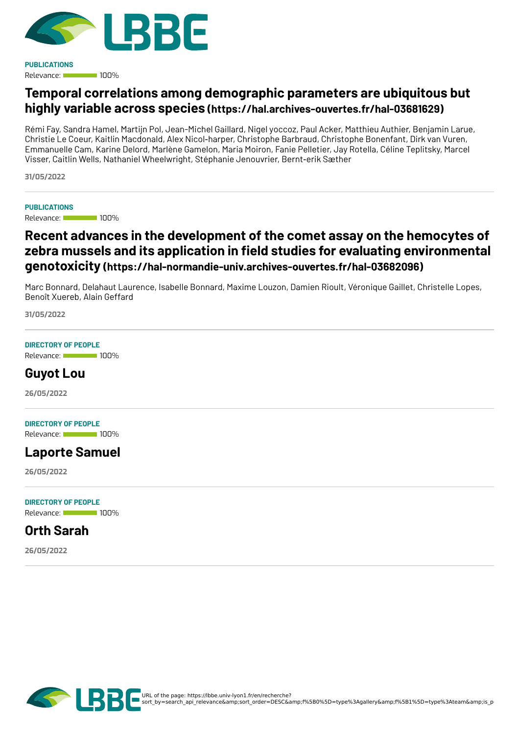**PUBLICATIONS**

Relevance: 100%

## Temporal correlations among demographic parameters are ubiquitous but highly variable across species (https://hal.archives-ouvertes.fr/hal-03681629)

Rémi Fay, Sandra Hamel, Martijn Pol, Jean-Michel Gaillard, Nigel yoccoz, Paul Acker, Matthieu Authier, Benjamin Larue, Christie Le Coeur, Kaitlin Macdonald, Alex Nicol-harper, Christophe Barbraud, Christophe Bonenfant, Dirk van Vuren, Emmanuelle Cam, Karine Delord, Marlène Gamelon, Maria Moiron, Fanie Pelletier, Jay Rotella, Céline Teplitsky, Marcel Visser, Caitlin Wells, Nathaniel Wheelwright, Stéphanie Jenouvrier, Bernt-erik Sæther

31/05/2022

---

**PUBLICATIONS**

Relevance: 100%

## Recent advances in the development of the comet assay on the hemocytes of zebra mussels and its application in field studies for evaluating environmental genotoxicity (https://hal-normandie-univ.archives-ouvertes.fr/hal-03682096)

Marc Bonnard, Delahaut Laurence, Isabelle Bonnard, Maxime Louzon, Damien Rioult, Véronique Gaillet, Christelle Lopes, Benoît Xuereb, Alain Geffard

31/05/2022

---

**DIRECTORY OF PEOPLE**

Relevance: 100%

## Guyot Lou

26/05/2022

---

**DIRECTORY OF PEOPLE**

Relevance: 100%

## Laporte Samuel

26/05/2022

---

**DIRECTORY OF PEOPLE**

Relevance: 100%

## Orth Sarah

26/05/2022

---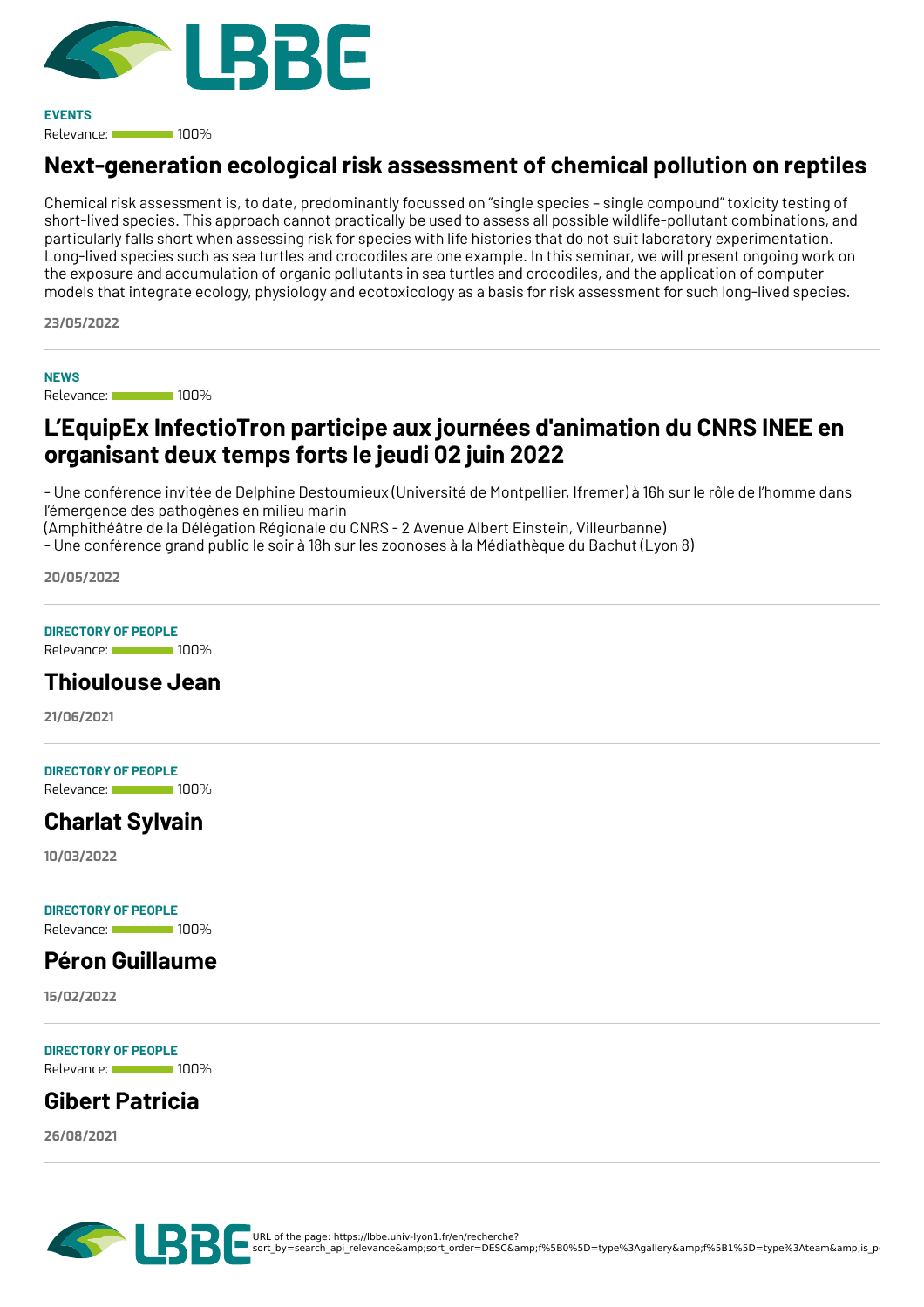**EVENTS**

Relevance: 100%

## Next-generation ecological risk assessment of chemical pollution on reptiles

Chemical risk assessment is, to date, predominantly focussed on "single species – single compound" toxicity testing of short-lived species. This approach cannot practically be used to assess all possible wildlife-pollutant combinations, and particularly falls short when assessing risk for species with life histories that do not suit laboratory experimentation. Long-lived species such as sea turtles and crocodiles are one example. In this seminar, we will present ongoing work on the exposure and accumulation of organic pollutants in sea turtles and crocodiles, and the application of computer models that integrate ecology, physiology and ecotoxicology as a basis for risk assessment for such long-lived species.

**23/05/2022**

---

**NEWS**

Relevance: 100%

## L'EquipEx InfectioTron participe aux journées d'animation du CNRS INEE en organisant deux temps forts le jeudi 02 juin 2022

- Une conférence invitée de Delphine Destoumieux (Université de Montpellier, Ifremer) à 16h sur le rôle de l'homme dans l'émergence des pathogènes en milieu marin
(Amphithéâtre de la Délégation Régionale du CNRS - 2 Avenue Albert Einstein, Villeurbanne)
- Une conférence grand public le soir à 18h sur les zoonoses à la Médiathèque du Bachut (Lyon 8)

**20/05/2022**

---

**DIRECTORY OF PEOPLE**

Relevance: 100%

## Thioulouse Jean

**21/06/2021**

---

**DIRECTORY OF PEOPLE**

Relevance: 100%

## Charlat Sylvain

**10/03/2022**

---

**DIRECTORY OF PEOPLE**

Relevance: 100%

## Péron Guillaume

**15/02/2022**

---

**DIRECTORY OF PEOPLE**

Relevance: 100%

## Gibert Patricia

**26/08/2021**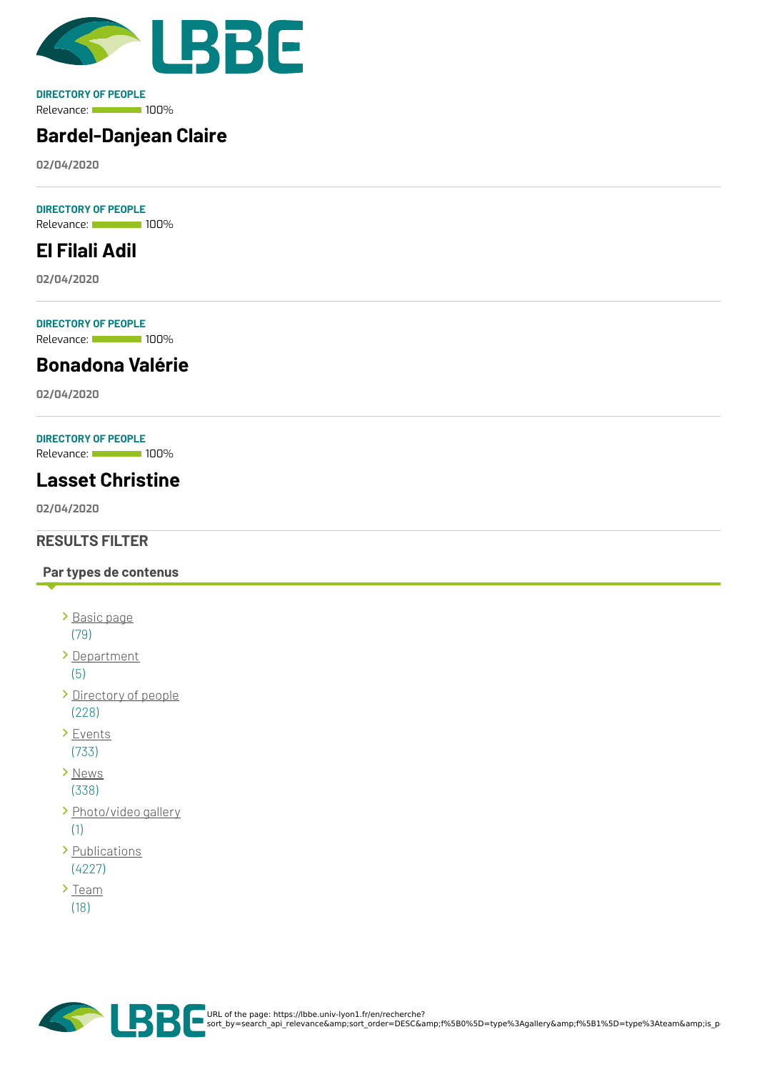DIRECTORY OF PEOPLE

Relevance: 100%

## Bardel-Danjean Claire

02/04/2020

---

DIRECTORY OF PEOPLE

Relevance: 100%

## El Filali Adil

02/04/2020

---

DIRECTORY OF PEOPLE

Relevance: 100%

## Bonadona Valérie

02/04/2020

---

DIRECTORY OF PEOPLE

Relevance: 100%

## Lasset Christine

02/04/2020

---

## RESULTS FILTER

### Par types de contenus

- Basic page (79)
- Department (5)
- Directory of people (228)
- Events (733)
- News (338)
- Photo/video gallery (1)
- Publications (4227)
- Team (18)

URL of the page: https://lbbe.univ-lyon1.fr/en/recherche?sort_by=search_api_relevance&amp;sort_order=DESC&amp;f%5B0%5D=type%3Agallery&amp;f%5B1%5D=type%3Ateam&amp;is_p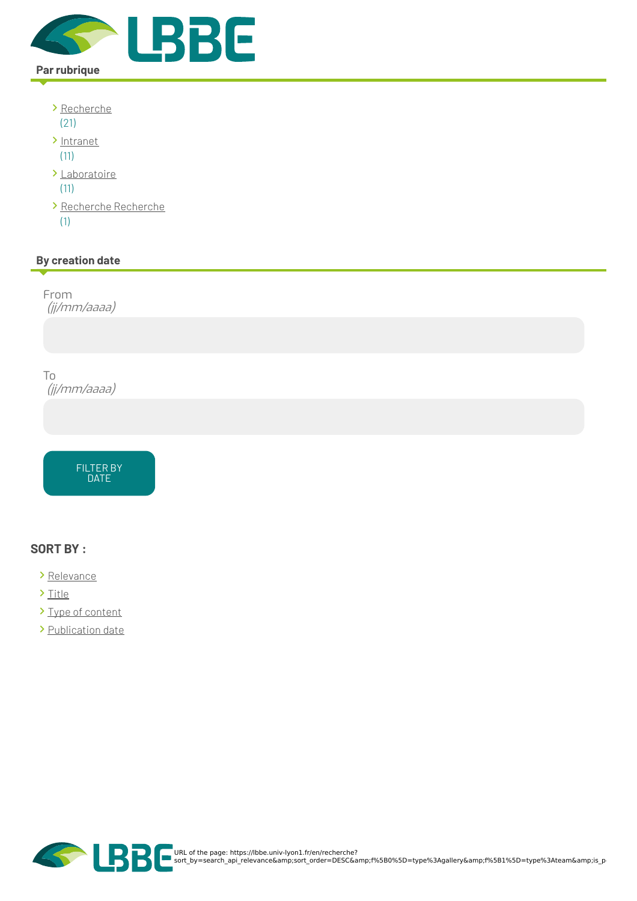**Par rubrique**

- Recherche (21)
- Intranet (11)
- Laboratoire (11)
- Recherche Recherche (1)

**By creation date**

From
*(jj/mm/aaaa)*

To
*(jj/mm/aaaa)*

FILTER BY DATE

## SORT BY :

- Relevance
- Title
- Type of content
- Publication date